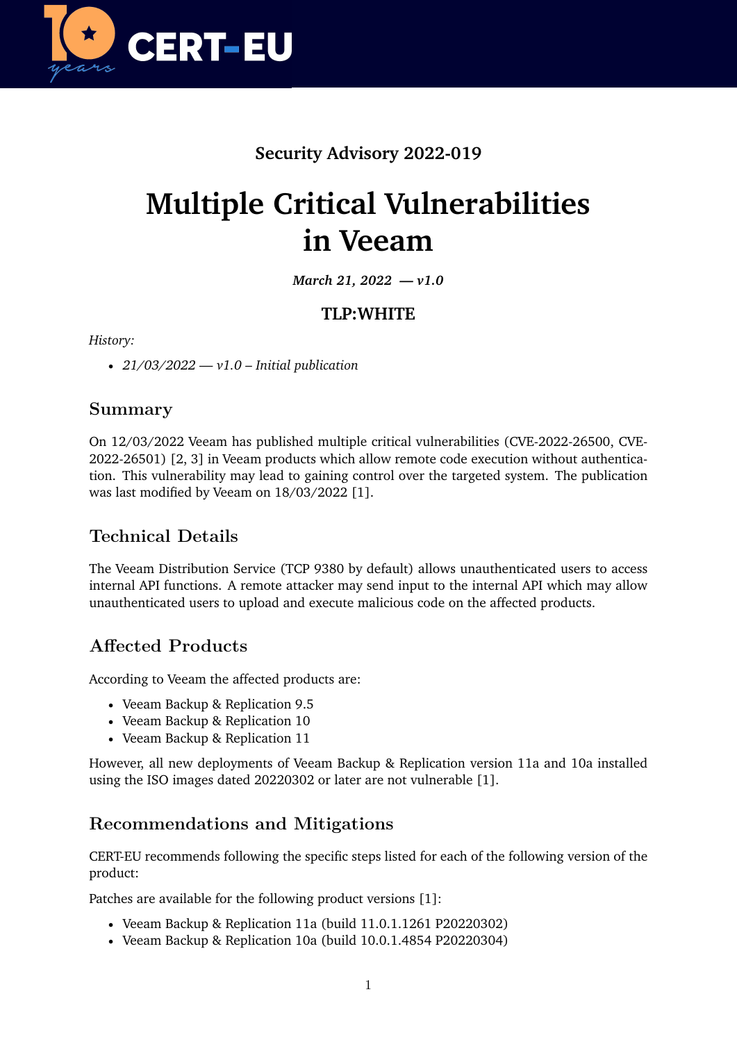Security Advisory 2022-019

# Multiple Critical Vulnerabilities in Veeam

*March 21, 2022 — v1.0*

**TLP:WHITE**

*History:*

- *21/03/2022 — v1.0 – Initial publication*

## Summary

On 12/03/2022 Veeam has published multiple critical vulnerabilities (CVE-2022-26500, CVE-2022-26501) [2, 3] in Veeam products which allow remote code execution without authentication. This vulnerability may lead to gaining control over the targeted system. The publication was last modified by Veeam on 18/03/2022 [1].

## Technical Details

The Veeam Distribution Service (TCP 9380 by default) allows unauthenticated users to access internal API functions. A remote attacker may send input to the internal API which may allow unauthenticated users to upload and execute malicious code on the affected products.

## Affected Products

According to Veeam the affected products are:

- Veeam Backup & Replication 9.5
- Veeam Backup & Replication 10
- Veeam Backup & Replication 11

However, all new deployments of Veeam Backup & Replication version 11a and 10a installed using the ISO images dated 20220302 or later are not vulnerable [1].

## Recommendations and Mitigations

CERT-EU recommends following the specific steps listed for each of the following version of the product:

Patches are available for the following product versions [1]:

- Veeam Backup & Replication 11a (build 11.0.1.1261 P20220302)
- Veeam Backup & Replication 10a (build 10.0.1.4854 P20220304)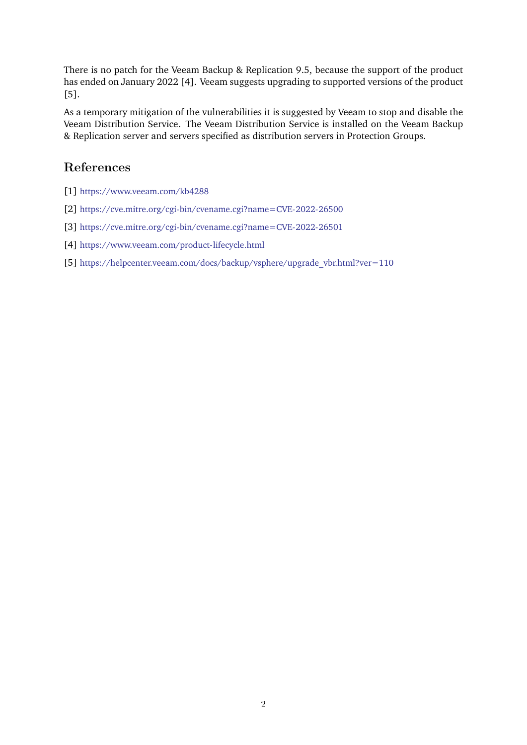There is no patch for the Veeam Backup & Replication 9.5, because the support of the product has ended on January 2022 [4]. Veeam suggests upgrading to supported versions of the product [5].

As a temporary mitigation of the vulnerabilities it is suggested by Veeam to stop and disable the Veeam Distribution Service. The Veeam Distribution Service is installed on the Veeam Backup & Replication server and servers specified as distribution servers in Protection Groups.

## References

[1] https://www.veeam.com/kb4288

[2] https://cve.mitre.org/cgi-bin/cvename.cgi?name=CVE-2022-26500

[3] https://cve.mitre.org/cgi-bin/cvename.cgi?name=CVE-2022-26501

[4] https://www.veeam.com/product-lifecycle.html

[5] https://helpcenter.veeam.com/docs/backup/vsphere/upgrade_vbr.html?ver=110